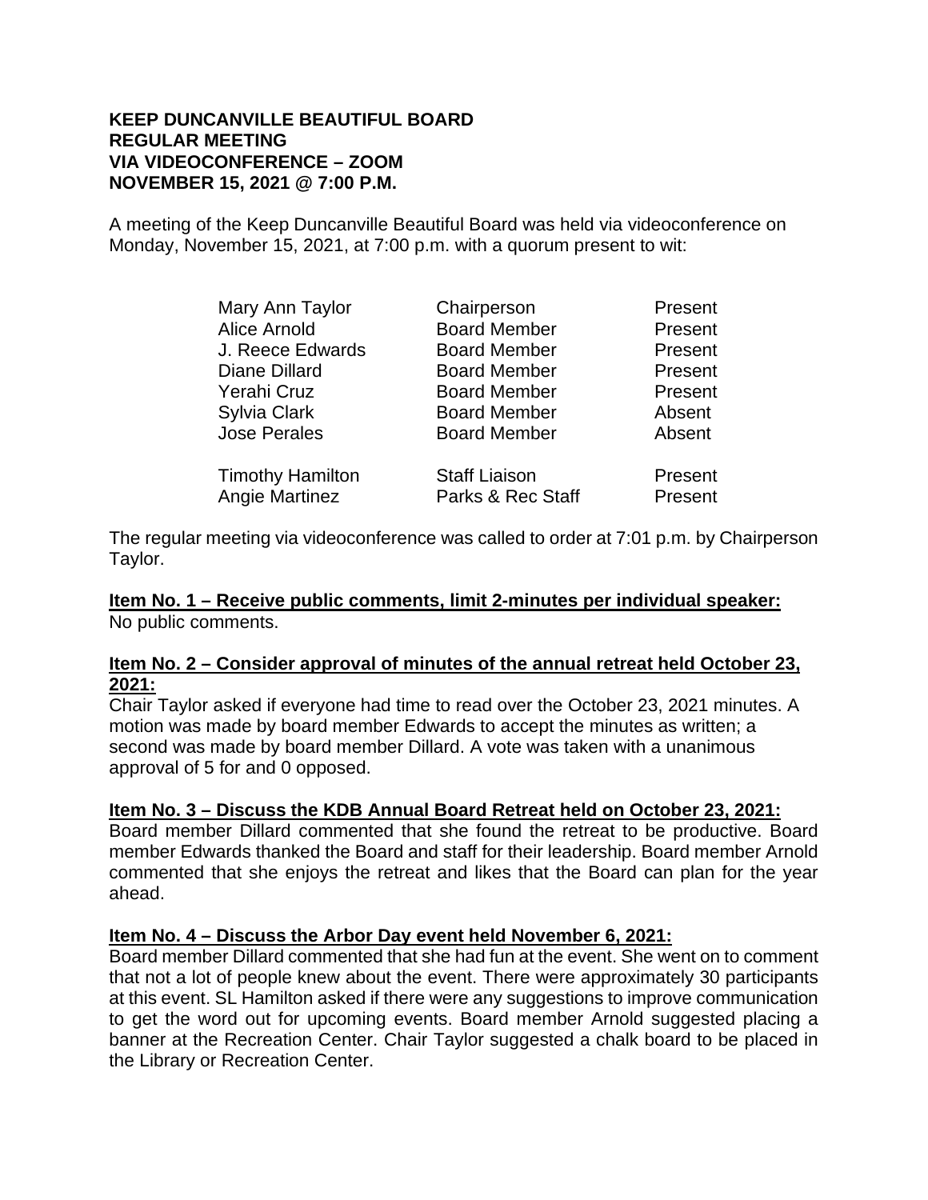**KEEP DUNCANVILLE BEAUTIFUL BOARD**
**REGULAR MEETING**
**VIA VIDEOCONFERENCE – ZOOM**
**NOVEMBER 15, 2021 @ 7:00 P.M.**

A meeting of the Keep Duncanville Beautiful Board was held via videoconference on Monday, November 15, 2021, at 7:00 p.m. with a quorum present to wit:

| | | |
|---|---|---|
| Mary Ann Taylor | Chairperson | Present |
| Alice Arnold | Board Member | Present |
| J. Reece Edwards | Board Member | Present |
| Diane Dillard | Board Member | Present |
| Yerahi Cruz | Board Member | Present |
| Sylvia Clark | Board Member | Absent |
| Jose Perales | Board Member | Absent |
| Timothy Hamilton | Staff Liaison | Present |
| Angie Martinez | Parks & Rec Staff | Present |

The regular meeting via videoconference was called to order at 7:01 p.m. by Chairperson Taylor.

**Item No. 1 – Receive public comments, limit 2-minutes per individual speaker:**
No public comments.

**Item No. 2 – Consider approval of minutes of the annual retreat held October 23, 2021:**
Chair Taylor asked if everyone had time to read over the October 23, 2021 minutes. A motion was made by board member Edwards to accept the minutes as written; a second was made by board member Dillard. A vote was taken with a unanimous approval of 5 for and 0 opposed.

**Item No. 3 – Discuss the KDB Annual Board Retreat held on October 23, 2021:**
Board member Dillard commented that she found the retreat to be productive. Board member Edwards thanked the Board and staff for their leadership. Board member Arnold commented that she enjoys the retreat and likes that the Board can plan for the year ahead.

**Item No. 4 – Discuss the Arbor Day event held November 6, 2021:**
Board member Dillard commented that she had fun at the event. She went on to comment that not a lot of people knew about the event. There were approximately 30 participants at this event. SL Hamilton asked if there were any suggestions to improve communication to get the word out for upcoming events. Board member Arnold suggested placing a banner at the Recreation Center. Chair Taylor suggested a chalk board to be placed in the Library or Recreation Center.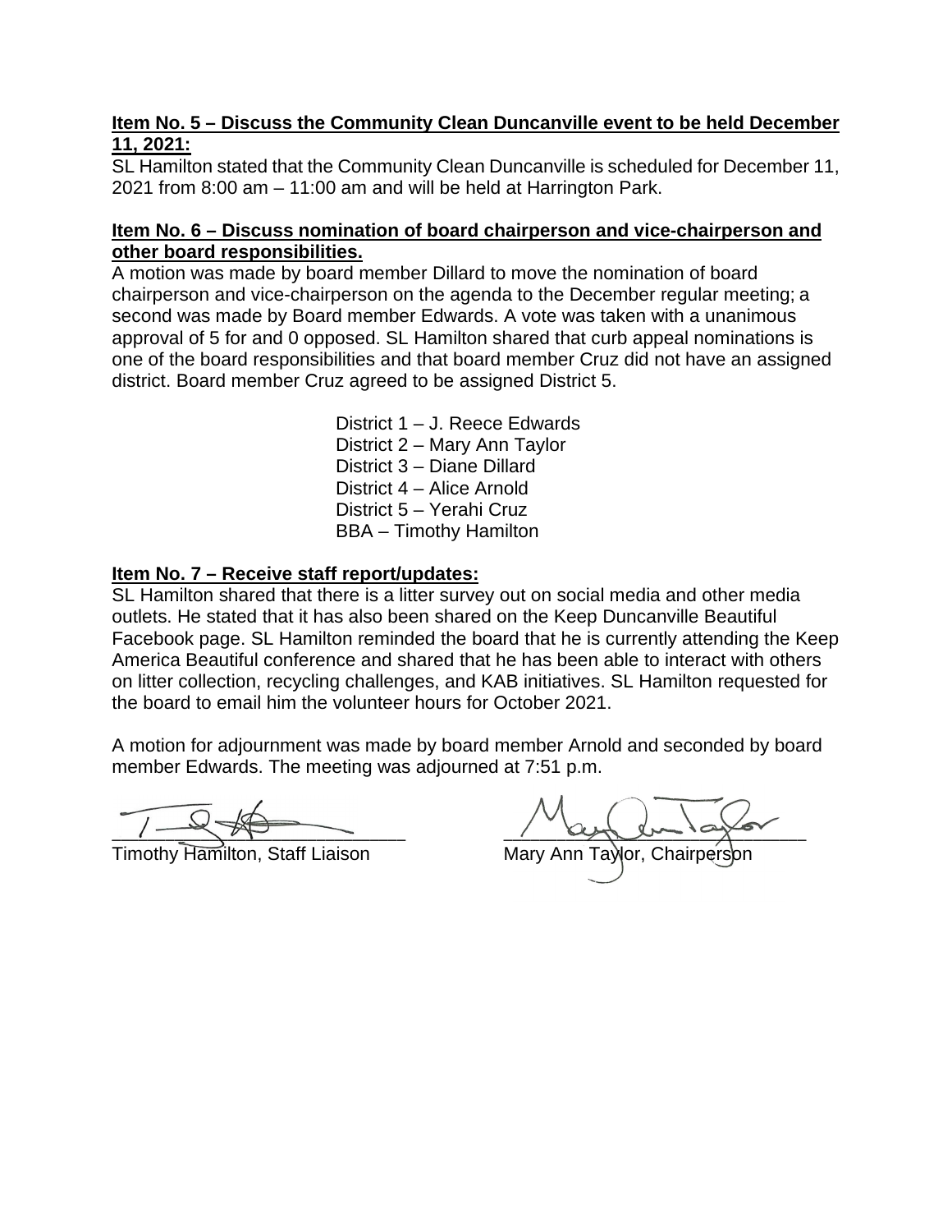**Item No. 5 – Discuss the Community Clean Duncanville event to be held December 11, 2021:**

SL Hamilton stated that the Community Clean Duncanville is scheduled for December 11, 2021 from 8:00 am – 11:00 am and will be held at Harrington Park.

**Item No. 6 – Discuss nomination of board chairperson and vice-chairperson and other board responsibilities.**

A motion was made by board member Dillard to move the nomination of board chairperson and vice-chairperson on the agenda to the December regular meeting; a second was made by Board member Edwards. A vote was taken with a unanimous approval of 5 for and 0 opposed. SL Hamilton shared that curb appeal nominations is one of the board responsibilities and that board member Cruz did not have an assigned district. Board member Cruz agreed to be assigned District 5.

District 1 – J. Reece Edwards
District 2 – Mary Ann Taylor
District 3 – Diane Dillard
District 4 – Alice Arnold
District 5 – Yerahi Cruz
BBA – Timothy Hamilton

**Item No. 7 – Receive staff report/updates:**

SL Hamilton shared that there is a litter survey out on social media and other media outlets. He stated that it has also been shared on the Keep Duncanville Beautiful Facebook page. SL Hamilton reminded the board that he is currently attending the Keep America Beautiful conference and shared that he has been able to interact with others on litter collection, recycling challenges, and KAB initiatives. SL Hamilton requested for the board to email him the volunteer hours for October 2021.

A motion for adjournment was made by board member Arnold and seconded by board member Edwards. The meeting was adjourned at 7:51 p.m.

\_\_\_\_\_\_\_\_\_\_\_\_\_\_\_\_\_\_\_\_\_\_\_\_\_\_\_\_
Timothy Hamilton, Staff Liaison

\_\_\_\_\_\_\_\_\_\_\_\_\_\_\_\_\_\_\_\_\_\_\_\_\_\_\_\_
Mary Ann Taylor, Chairperson